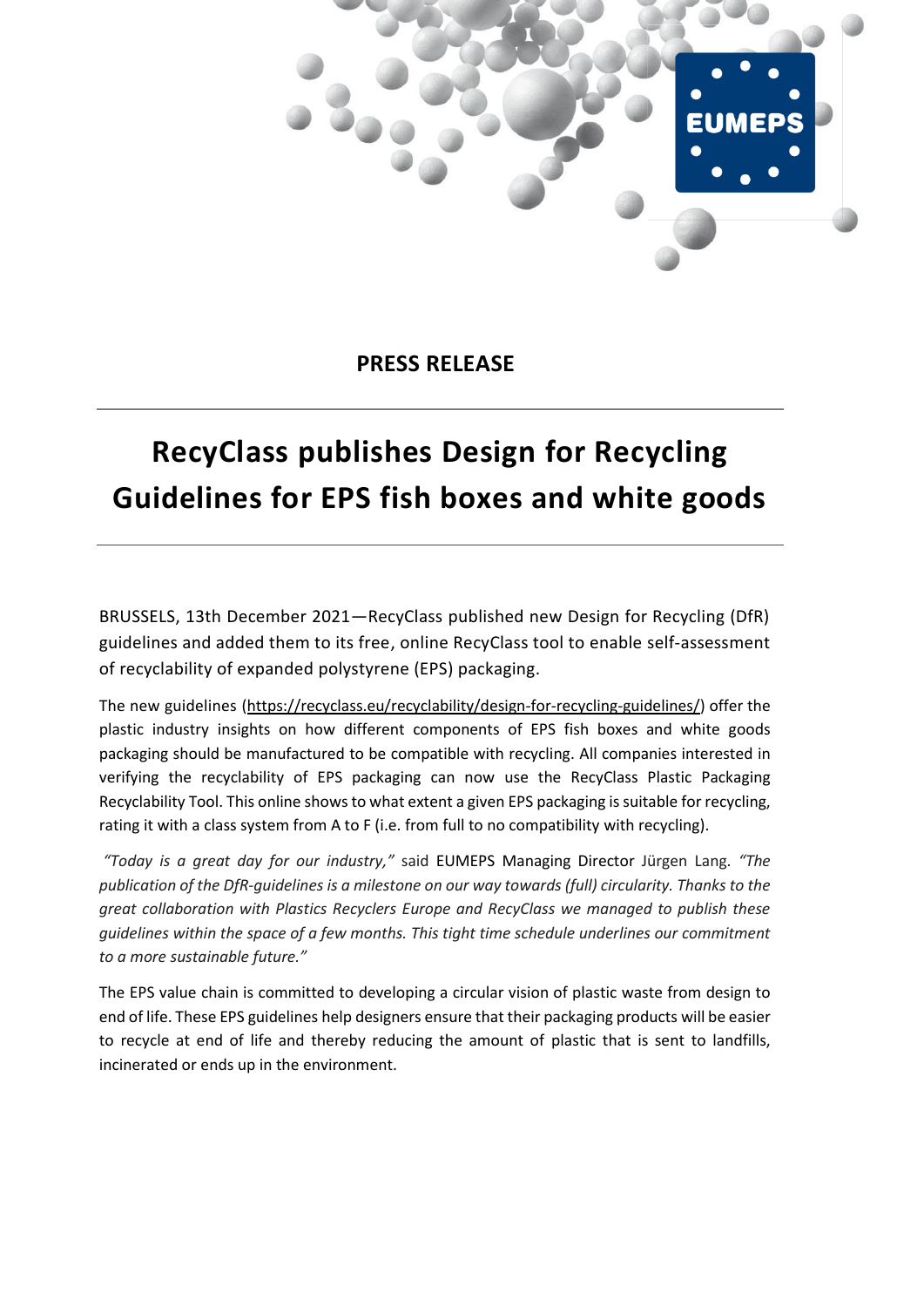**PRESS RELEASE**

# RecyClass publishes Design for Recycling Guidelines for EPS fish boxes and white goods

BRUSSELS, 13th December 2021—RecyClass published new Design for Recycling (DfR) guidelines and added them to its free, online RecyClass tool to enable self-assessment of recyclability of expanded polystyrene (EPS) packaging.

The new guidelines (https://recyclass.eu/recyclability/design-for-recycling-guidelines/) offer the plastic industry insights on how different components of EPS fish boxes and white goods packaging should be manufactured to be compatible with recycling. All companies interested in verifying the recyclability of EPS packaging can now use the RecyClass Plastic Packaging Recyclability Tool. This online shows to what extent a given EPS packaging is suitable for recycling, rating it with a class system from A to F (i.e. from full to no compatibility with recycling).

*"Today is a great day for our industry,"* said EUMEPS Managing Director Jürgen Lang. *"The publication of the DfR-guidelines is a milestone on our way towards (full) circularity. Thanks to the great collaboration with Plastics Recyclers Europe and RecyClass we managed to publish these guidelines within the space of a few months. This tight time schedule underlines our commitment to a more sustainable future."*

The EPS value chain is committed to developing a circular vision of plastic waste from design to end of life. These EPS guidelines help designers ensure that their packaging products will be easier to recycle at end of life and thereby reducing the amount of plastic that is sent to landfills, incinerated or ends up in the environment.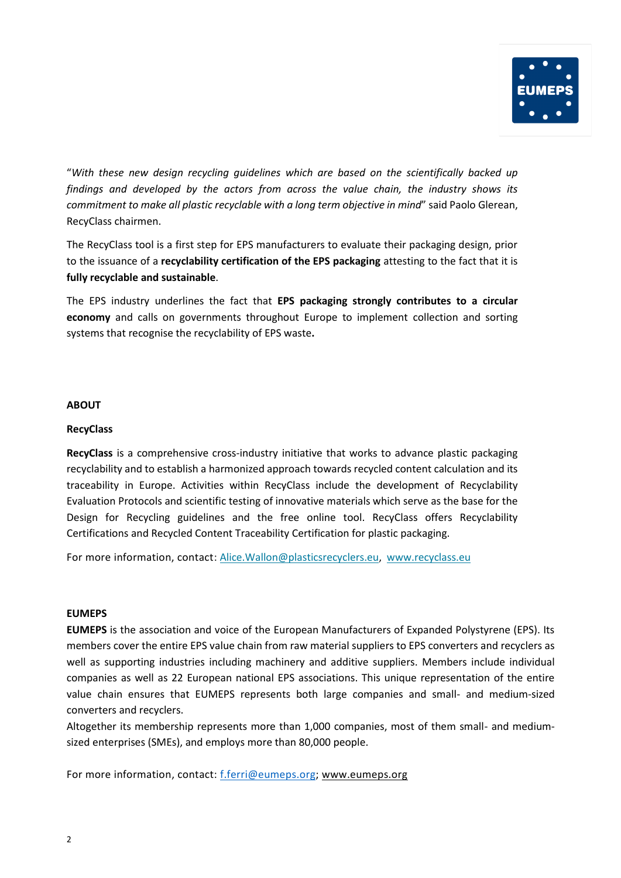"*With these new design recycling guidelines which are based on the scientifically backed up findings and developed by the actors from across the value chain, the industry shows its commitment to make all plastic recyclable with a long term objective in mind*" said Paolo Glerean, RecyClass chairmen.

The RecyClass tool is a first step for EPS manufacturers to evaluate their packaging design, prior to the issuance of a **recyclability certification of the EPS packaging** attesting to the fact that it is **fully recyclable and sustainable**.

The EPS industry underlines the fact that **EPS packaging strongly contributes to a circular economy** and calls on governments throughout Europe to implement collection and sorting systems that recognise the recyclability of EPS waste**.**

**ABOUT**

**RecyClass**

**RecyClass** is a comprehensive cross-industry initiative that works to advance plastic packaging recyclability and to establish a harmonized approach towards recycled content calculation and its traceability in Europe. Activities within RecyClass include the development of Recyclability Evaluation Protocols and scientific testing of innovative materials which serve as the base for the Design for Recycling guidelines and the free online tool. RecyClass offers Recyclability Certifications and Recycled Content Traceability Certification for plastic packaging.

For more information, contact: Alice.Wallon@plasticsrecyclers.eu, www.recyclass.eu

**EUMEPS**

**EUMEPS** is the association and voice of the European Manufacturers of Expanded Polystyrene (EPS). Its members cover the entire EPS value chain from raw material suppliers to EPS converters and recyclers as well as supporting industries including machinery and additive suppliers. Members include individual companies as well as 22 European national EPS associations. This unique representation of the entire value chain ensures that EUMEPS represents both large companies and small- and medium-sized converters and recyclers.

Altogether its membership represents more than 1,000 companies, most of them small- and medium-sized enterprises (SMEs), and employs more than 80,000 people.

For more information, contact: f.ferri@eumeps.org; www.eumeps.org